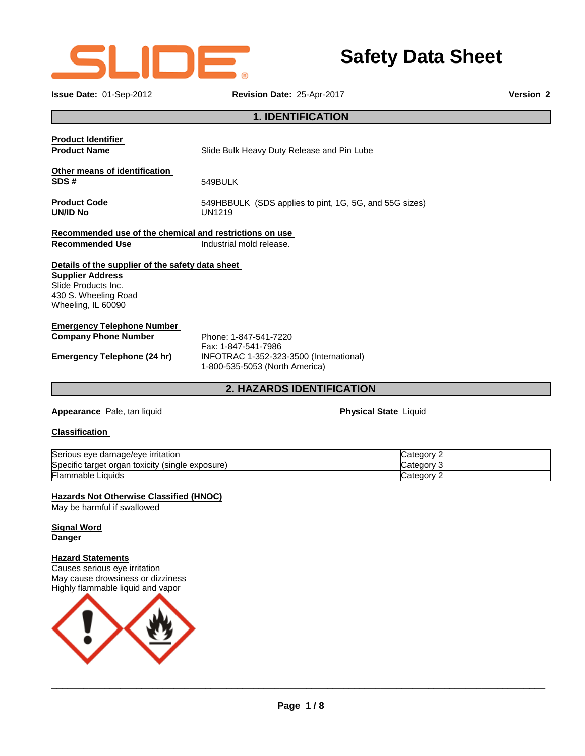# Safety Data Sheet

**Issue Date:** 01-Sep-2012 **Revision Date:** 25-Apr-2017 **Version 2**

## 1. IDENTIFICATION

**Product Identifier**

**Product Name** Slide Bulk Heavy Duty Release and Pin Lube

**Other means of identification**

**SDS #** 549BULK

**Product Code** 549HBBULK (SDS applies to pint, 1G, 5G, and 55G sizes)

**UN/ID No** UN1219

**Recommended use of the chemical and restrictions on use**

**Recommended Use** Industrial mold release.

**Details of the supplier of the safety data sheet**

**Supplier Address**
Slide Products Inc.
430 S. Wheeling Road
Wheeling, IL 60090

**Emergency Telephone Number**

**Company Phone Number** Phone: 1-847-541-7220
Fax: 1-847-541-7986

**Emergency Telephone (24 hr)** INFOTRAC 1-352-323-3500 (International)
1-800-535-5053 (North America)

## 2. HAZARDS IDENTIFICATION

**Appearance** Pale, tan liquid **Physical State** Liquid

**Classification**

| Hazard | Category |
|---|---|
| Serious eye damage/eye irritation | Category 2 |
| Specific target organ toxicity (single exposure) | Category 3 |
| Flammable Liquids | Category 2 |

**Hazards Not Otherwise Classified (HNOC)**
May be harmful if swallowed

**Signal Word**
**Danger**

**Hazard Statements**
Causes serious eye irritation
May cause drowsiness or dizziness
Highly flammable liquid and vapor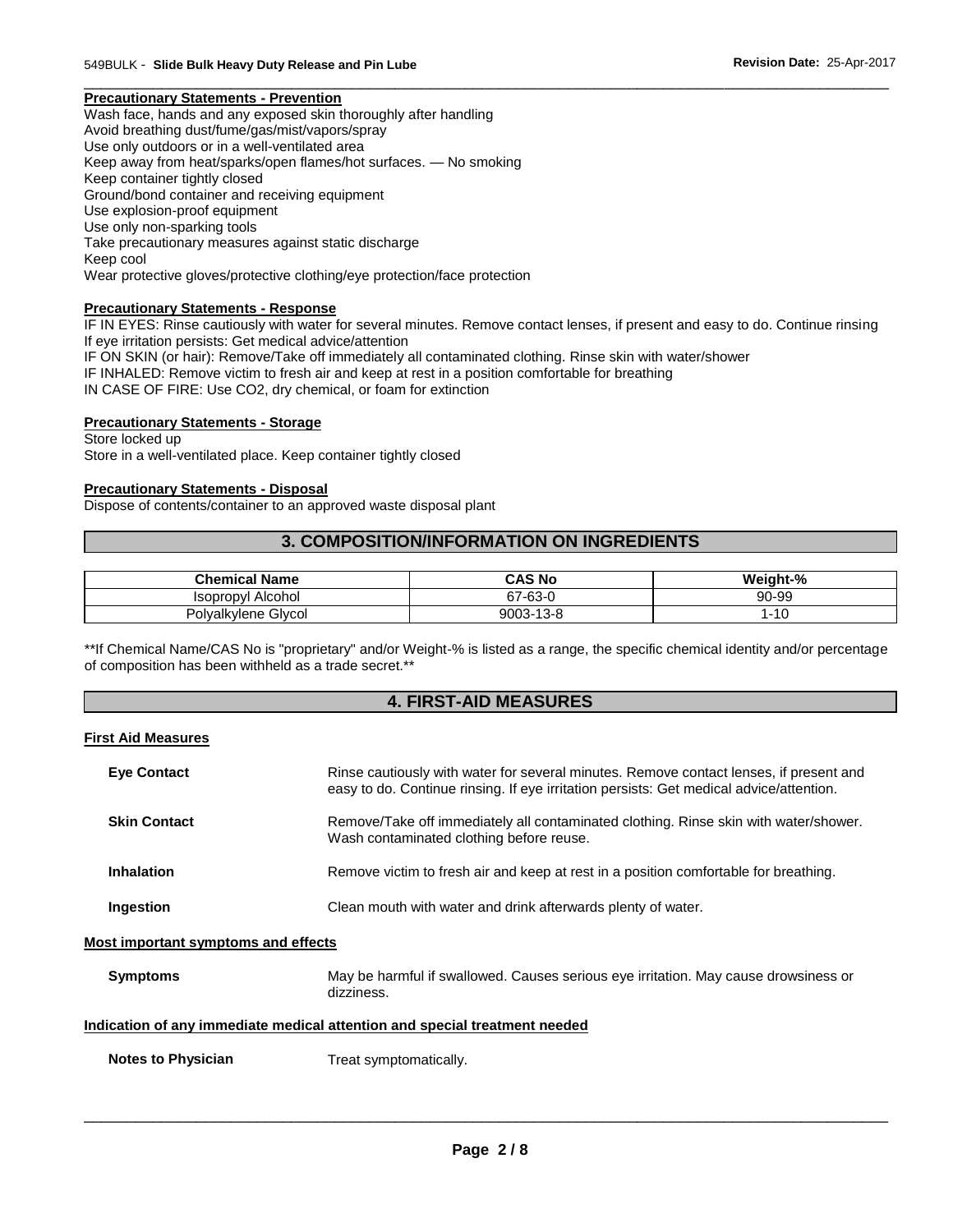#### Precautionary Statements - Prevention

Wash face, hands and any exposed skin thoroughly after handling
Avoid breathing dust/fume/gas/mist/vapors/spray
Use only outdoors or in a well-ventilated area
Keep away from heat/sparks/open flames/hot surfaces. — No smoking
Keep container tightly closed
Ground/bond container and receiving equipment
Use explosion-proof equipment
Use only non-sparking tools
Take precautionary measures against static discharge
Keep cool
Wear protective gloves/protective clothing/eye protection/face protection

#### Precautionary Statements - Response

IF IN EYES: Rinse cautiously with water for several minutes. Remove contact lenses, if present and easy to do. Continue rinsing
If eye irritation persists: Get medical advice/attention
IF ON SKIN (or hair): Remove/Take off immediately all contaminated clothing. Rinse skin with water/shower
IF INHALED: Remove victim to fresh air and keep at rest in a position comfortable for breathing
IN CASE OF FIRE: Use CO2, dry chemical, or foam for extinction

#### Precautionary Statements - Storage

Store locked up
Store in a well-ventilated place. Keep container tightly closed

#### Precautionary Statements - Disposal

Dispose of contents/container to an approved waste disposal plant

## 3. COMPOSITION/INFORMATION ON INGREDIENTS

| Chemical Name | CAS No | Weight-% |
|---|---|---|
| Isopropyl Alcohol | 67-63-0 | 90-99 |
| Polyalkylene Glycol | 9003-13-8 | 1-10 |

**If Chemical Name/CAS No is "proprietary" and/or Weight-% is listed as a range, the specific chemical identity and/or percentage of composition has been withheld as a trade secret.**

## 4. FIRST-AID MEASURES

#### First Aid Measures

**Eye Contact** Rinse cautiously with water for several minutes. Remove contact lenses, if present and easy to do. Continue rinsing. If eye irritation persists: Get medical advice/attention.

**Skin Contact** Remove/Take off immediately all contaminated clothing. Rinse skin with water/shower. Wash contaminated clothing before reuse.

**Inhalation** Remove victim to fresh air and keep at rest in a position comfortable for breathing.

**Ingestion** Clean mouth with water and drink afterwards plenty of water.

#### Most important symptoms and effects

**Symptoms** May be harmful if swallowed. Causes serious eye irritation. May cause drowsiness or dizziness.

#### Indication of any immediate medical attention and special treatment needed

**Notes to Physician** Treat symptomatically.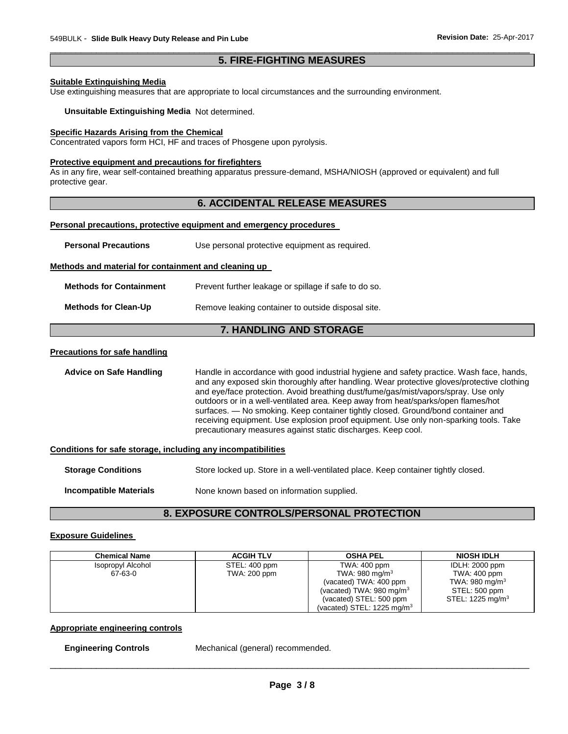## 5. FIRE-FIGHTING MEASURES

**Suitable Extinguishing Media**

Use extinguishing measures that are appropriate to local circumstances and the surrounding environment.

**Unsuitable Extinguishing Media** Not determined.

**Specific Hazards Arising from the Chemical**

Concentrated vapors form HCl, HF and traces of Phosgene upon pyrolysis.

**Protective equipment and precautions for firefighters**

As in any fire, wear self-contained breathing apparatus pressure-demand, MSHA/NIOSH (approved or equivalent) and full protective gear.

## 6. ACCIDENTAL RELEASE MEASURES

**Personal precautions, protective equipment and emergency procedures**

**Personal Precautions** Use personal protective equipment as required.

**Methods and material for containment and cleaning up**

**Methods for Containment** Prevent further leakage or spillage if safe to do so.

**Methods for Clean-Up** Remove leaking container to outside disposal site.

## 7. HANDLING AND STORAGE

**Precautions for safe handling**

**Advice on Safe Handling** Handle in accordance with good industrial hygiene and safety practice. Wash face, hands, and any exposed skin thoroughly after handling. Wear protective gloves/protective clothing and eye/face protection. Avoid breathing dust/fume/gas/mist/vapors/spray. Use only outdoors or in a well-ventilated area. Keep away from heat/sparks/open flames/hot surfaces. — No smoking. Keep container tightly closed. Ground/bond container and receiving equipment. Use explosion proof equipment. Use only non-sparking tools. Take precautionary measures against static discharges. Keep cool.

**Conditions for safe storage, including any incompatibilities**

**Storage Conditions** Store locked up. Store in a well-ventilated place. Keep container tightly closed.

**Incompatible Materials** None known based on information supplied.

## 8. EXPOSURE CONTROLS/PERSONAL PROTECTION

**Exposure Guidelines**

| Chemical Name | ACGIH TLV | OSHA PEL | NIOSH IDLH |
|---|---|---|---|
| Isopropyl Alcohol<br>67-63-0 | STEL: 400 ppm<br>TWA: 200 ppm | TWA: 400 ppm<br>TWA: 980 mg/m$^3$<br>(vacated) TWA: 400 ppm<br>(vacated) TWA: 980 mg/m$^3$<br>(vacated) STEL: 500 ppm<br>(vacated) STEL: 1225 mg/m$^3$ | IDLH: 2000 ppm<br>TWA: 400 ppm<br>TWA: 980 mg/m$^3$<br>STEL: 500 ppm<br>STEL: 1225 mg/m$^3$ |

**Appropriate engineering controls**

**Engineering Controls** Mechanical (general) recommended.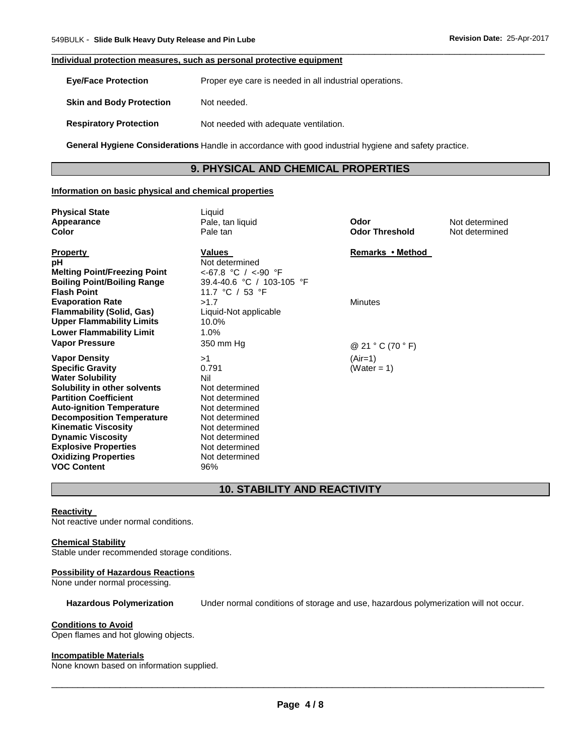**Individual protection measures, such as personal protective equipment**

| | |
|---|---|
| **Eye/Face Protection** | Proper eye care is needed in all industrial operations. |
| **Skin and Body Protection** | Not needed. |
| **Respiratory Protection** | Not needed with adequate ventilation. |

**General Hygiene Considerations** Handle in accordance with good industrial hygiene and safety practice.

## 9. PHYSICAL AND CHEMICAL PROPERTIES

**Information on basic physical and chemical properties**

| | | | |
|---|---|---|---|
| **Physical State** | Liquid | | |
| **Appearance** | Pale, tan liquid | **Odor** | Not determined |
| **Color** | Pale tan | **Odor Threshold** | Not determined |

| **Property** | **Values** | **Remarks • Method** |
|---|---|---|
| **pH** | Not determined | |
| **Melting Point/Freezing Point** | <-67.8 °C / <-90 °F | |
| **Boiling Point/Boiling Range** | 39.4-40.6 °C / 103-105 °F | |
| **Flash Point** | 11.7 °C / 53 °F | |
| **Evaporation Rate** | >1.7 | Minutes |
| **Flammability (Solid, Gas)** | Liquid-Not applicable | |
| **Upper Flammability Limits** | 10.0% | |
| **Lower Flammability Limit** | 1.0% | |
| **Vapor Pressure** | 350 mm Hg | @ 21 ° C (70 ° F) |
| **Vapor Density** | >1 | (Air=1) |
| **Specific Gravity** | 0.791 | (Water = 1) |
| **Water Solubility** | Nil | |
| **Solubility in other solvents** | Not determined | |
| **Partition Coefficient** | Not determined | |
| **Auto-ignition Temperature** | Not determined | |
| **Decomposition Temperature** | Not determined | |
| **Kinematic Viscosity** | Not determined | |
| **Dynamic Viscosity** | Not determined | |
| **Explosive Properties** | Not determined | |
| **Oxidizing Properties** | Not determined | |
| **VOC Content** | 96% | |

## 10. STABILITY AND REACTIVITY

**Reactivity**

Not reactive under normal conditions.

**Chemical Stability**

Stable under recommended storage conditions.

**Possibility of Hazardous Reactions**

None under normal processing.

**Hazardous Polymerization** Under normal conditions of storage and use, hazardous polymerization will not occur.

**Conditions to Avoid**

Open flames and hot glowing objects.

**Incompatible Materials**

None known based on information supplied.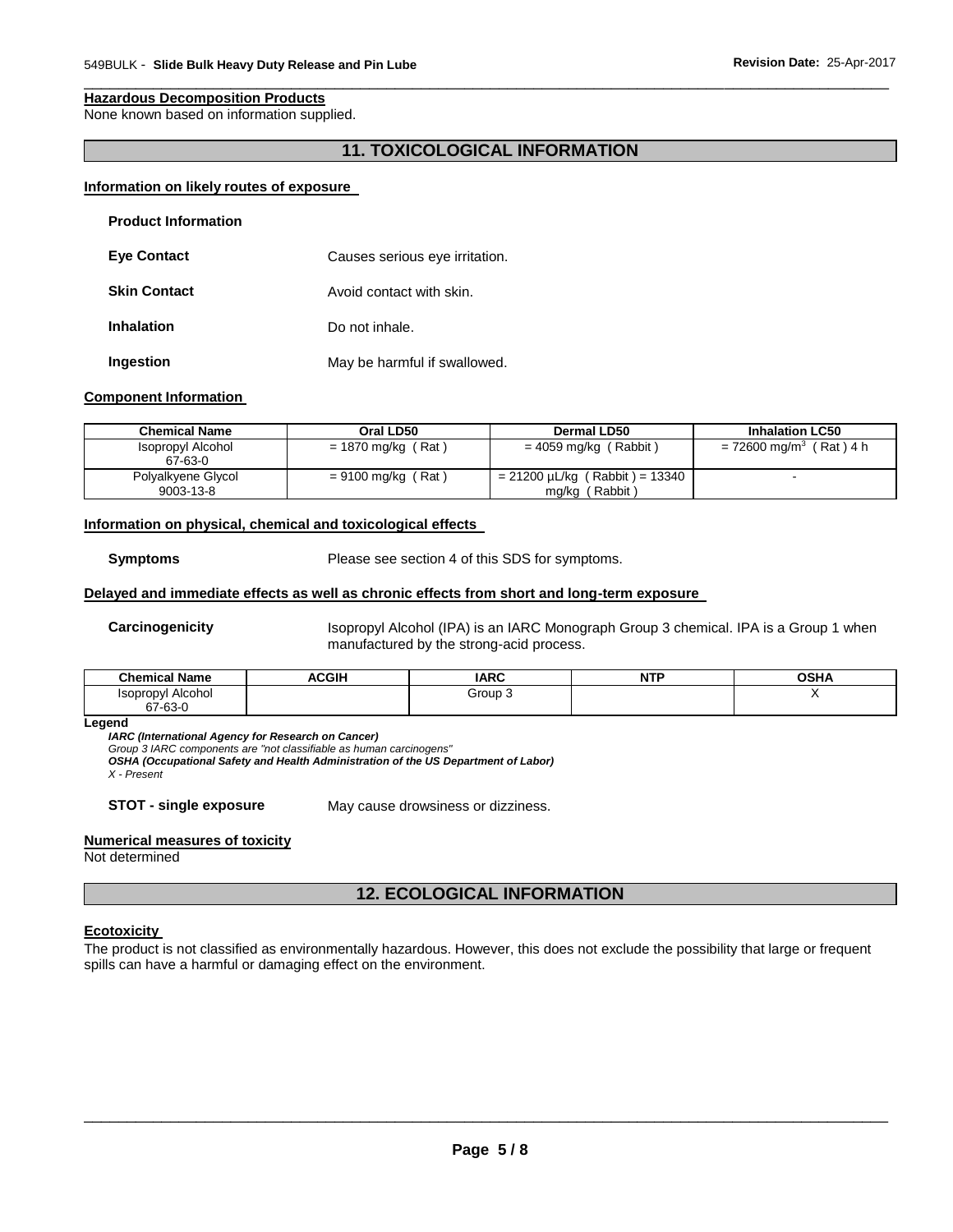**Hazardous Decomposition Products**
None known based on information supplied.

## 11. TOXICOLOGICAL INFORMATION

**Information on likely routes of exposure**

**Product Information**

**Eye Contact** Causes serious eye irritation.

**Skin Contact** Avoid contact with skin.

**Inhalation** Do not inhale.

**Ingestion** May be harmful if swallowed.

**Component Information**

| Chemical Name | Oral LD50 | Dermal LD50 | Inhalation LC50 |
| --- | --- | --- | --- |
| Isopropyl Alcohol 67-63-0 | = 1870 mg/kg ( Rat ) | = 4059 mg/kg ( Rabbit ) | = 72600 $mg/m^3$ ( Rat ) 4 h |
| Polyalkyene Glycol 9003-13-8 | = 9100 mg/kg ( Rat ) | = 21200 µL/kg ( Rabbit ) = 13340 mg/kg ( Rabbit ) | - |

**Information on physical, chemical and toxicological effects**

**Symptoms** Please see section 4 of this SDS for symptoms.

**Delayed and immediate effects as well as chronic effects from short and long-term exposure**

**Carcinogenicity** Isopropyl Alcohol (IPA) is an IARC Monograph Group 3 chemical. IPA is a Group 1 when manufactured by the strong-acid process.

| Chemical Name | ACGIH | IARC | NTP | OSHA |
| --- | --- | --- | --- | --- |
| Isopropyl Alcohol 67-63-0 | | Group 3 | | X |

**Legend**
***IARC (International Agency for Research on Cancer)***
*Group 3 IARC components are "not classifiable as human carcinogens"*
***OSHA (Occupational Safety and Health Administration of the US Department of Labor)***
*X - Present*

**STOT - single exposure** May cause drowsiness or dizziness.

**Numerical measures of toxicity**
Not determined

## 12. ECOLOGICAL INFORMATION

**Ecotoxicity**
The product is not classified as environmentally hazardous. However, this does not exclude the possibility that large or frequent spills can have a harmful or damaging effect on the environment.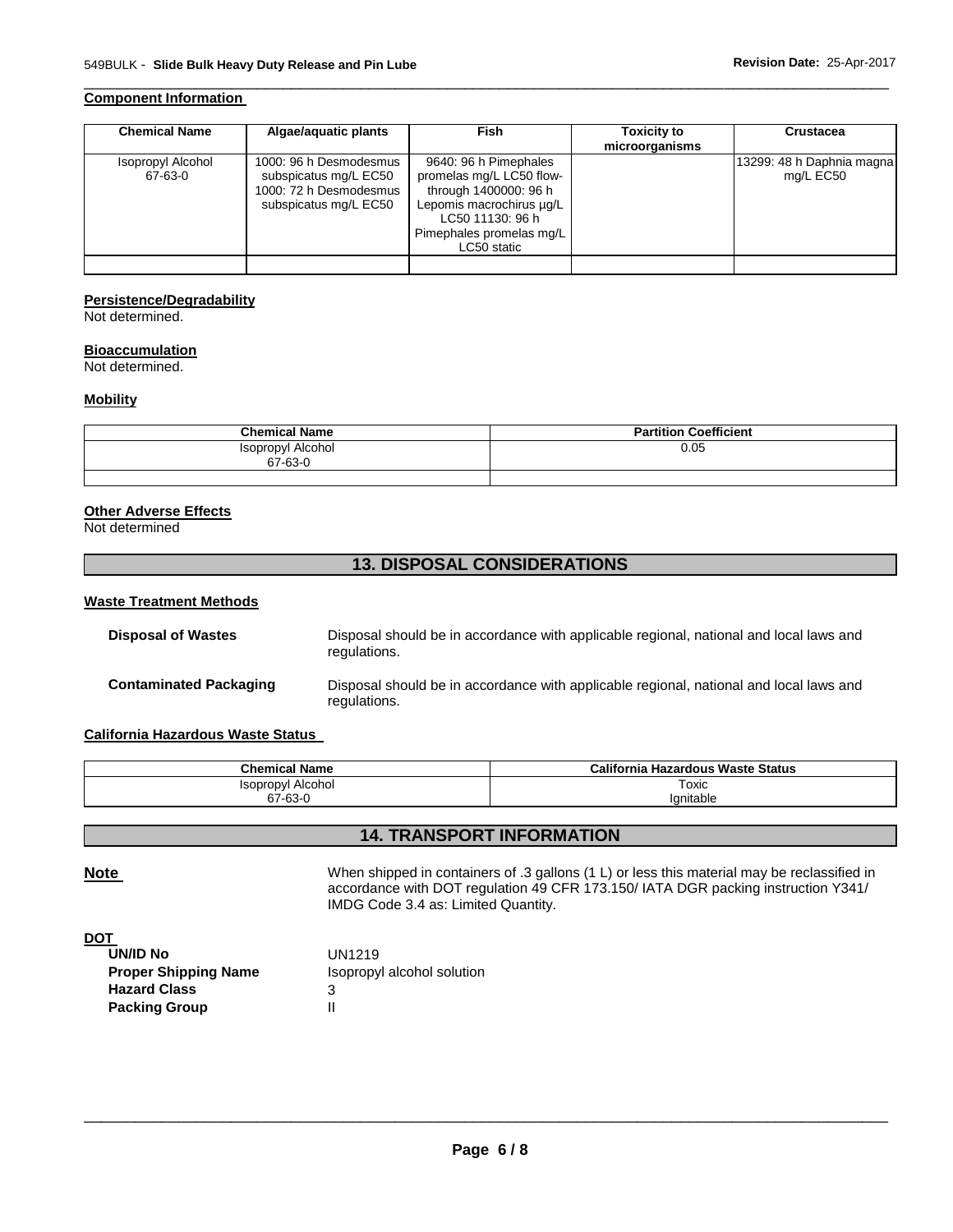### Component Information

| Chemical Name | Algae/aquatic plants | Fish | Toxicity to microorganisms | Crustacea |
|---|---|---|---|---|
| Isopropyl Alcohol 67-63-0 | 1000: 96 h Desmodesmus subspicatus mg/L EC50 1000: 72 h Desmodesmus subspicatus mg/L EC50 | 9640: 96 h Pimephales promelas mg/L LC50 flow-through 1400000: 96 h Lepomis macrochirus µg/L LC50 11130: 96 h Pimephales promelas mg/L LC50 static | | 13299: 48 h Daphnia magna mg/L EC50 |
| | | | | |

### Persistence/Degradability

Not determined.

### Bioaccumulation

Not determined.

### Mobility

| Chemical Name | Partition Coefficient |
|---|---|
| Isopropyl Alcohol 67-63-0 | 0.05 |
| | |

### Other Adverse Effects

Not determined

## 13. DISPOSAL CONSIDERATIONS

### Waste Treatment Methods

**Disposal of Wastes** Disposal should be in accordance with applicable regional, national and local laws and regulations.

**Contaminated Packaging** Disposal should be in accordance with applicable regional, national and local laws and regulations.

### California Hazardous Waste Status

| Chemical Name | California Hazardous Waste Status |
|---|---|
| Isopropyl Alcohol 67-63-0 | Toxic Ignitable |

## 14. TRANSPORT INFORMATION

**Note** When shipped in containers of .3 gallons (1 L) or less this material may be reclassified in accordance with DOT regulation 49 CFR 173.150/ IATA DGR packing instruction Y341/ IMDG Code 3.4 as: Limited Quantity.

**DOT**

**UN/ID No** UN1219
**Proper Shipping Name** Isopropyl alcohol solution
**Hazard Class** 3
**Packing Group** II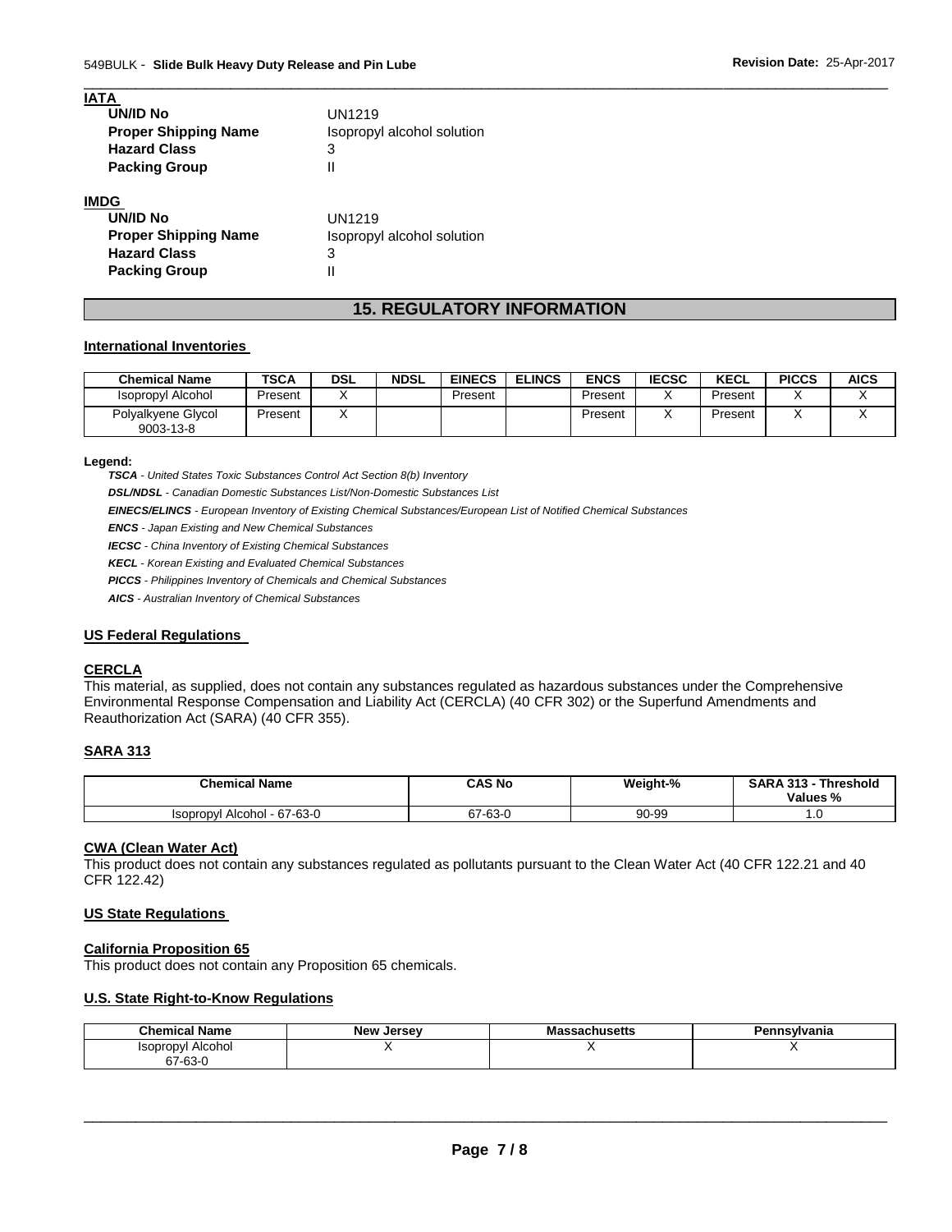**IATA**

| | |
|---|---|
| **UN/ID No** | UN1219 |
| **Proper Shipping Name** | Isopropyl alcohol solution |
| **Hazard Class** | 3 |
| **Packing Group** | II |

**IMDG**

| | |
|---|---|
| **UN/ID No** | UN1219 |
| **Proper Shipping Name** | Isopropyl alcohol solution |
| **Hazard Class** | 3 |
| **Packing Group** | II |

## 15. REGULATORY INFORMATION

### International Inventories

| Chemical Name | TSCA | DSL | NDSL | EINECS | ELINCS | ENCS | IECSC | KECL | PICCS | AICS |
|---|---|---|---|---|---|---|---|---|---|---|
| Isopropyl Alcohol | Present | X | | Present | | Present | X | Present | X | X |
| Polyalkyene Glycol 9003-13-8 | Present | X | | | | Present | X | Present | X | X |

**Legend:**

***TSCA*** *- United States Toxic Substances Control Act Section 8(b) Inventory*

***DSL/NDSL*** *- Canadian Domestic Substances List/Non-Domestic Substances List*

***EINECS/ELINCS*** *- European Inventory of Existing Chemical Substances/European List of Notified Chemical Substances*

***ENCS*** *- Japan Existing and New Chemical Substances*

***IECSC*** *- China Inventory of Existing Chemical Substances*

***KECL*** *- Korean Existing and Evaluated Chemical Substances*

***PICCS*** *- Philippines Inventory of Chemicals and Chemical Substances*

***AICS*** *- Australian Inventory of Chemical Substances*

### US Federal Regulations

#### CERCLA

This material, as supplied, does not contain any substances regulated as hazardous substances under the Comprehensive Environmental Response Compensation and Liability Act (CERCLA) (40 CFR 302) or the Superfund Amendments and Reauthorization Act (SARA) (40 CFR 355).

#### SARA 313

| Chemical Name | CAS No | Weight-% | SARA 313 - Threshold Values % |
|---|---|---|---|
| Isopropyl Alcohol - 67-63-0 | 67-63-0 | 90-99 | 1.0 |

#### CWA (Clean Water Act)

This product does not contain any substances regulated as pollutants pursuant to the Clean Water Act (40 CFR 122.21 and 40 CFR 122.42)

### US State Regulations

#### California Proposition 65

This product does not contain any Proposition 65 chemicals.

#### U.S. State Right-to-Know Regulations

| Chemical Name | New Jersey | Massachusetts | Pennsylvania |
|---|---|---|---|
| Isopropyl Alcohol 67-63-0 | X | X | X |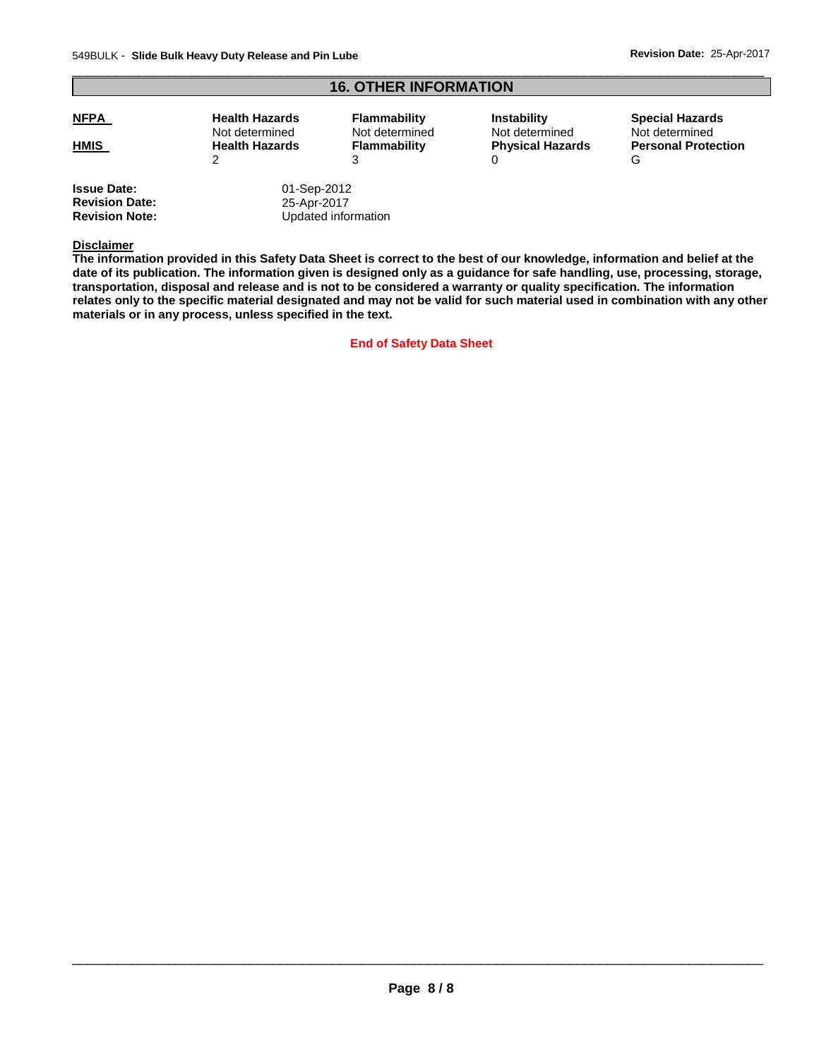## 16. OTHER INFORMATION

| | | | | |
|---|---|---|---|---|
| **NFPA** | **Health Hazards** Not determined | **Flammability** Not determined | **Instability** Not determined | **Special Hazards** Not determined |
| **HMIS** | **Health Hazards** 2 | **Flammability** 3 | **Physical Hazards** 0 | **Personal Protection** G |

**Issue Date:** 01-Sep-2012
**Revision Date:** 25-Apr-2017
**Revision Note:** Updated information

**Disclaimer**

**The information provided in this Safety Data Sheet is correct to the best of our knowledge, information and belief at the date of its publication. The information given is designed only as a guidance for safe handling, use, processing, storage, transportation, disposal and release and is not to be considered a warranty or quality specification. The information relates only to the specific material designated and may not be valid for such material used in combination with any other materials or in any process, unless specified in the text.**

**End of Safety Data Sheet**